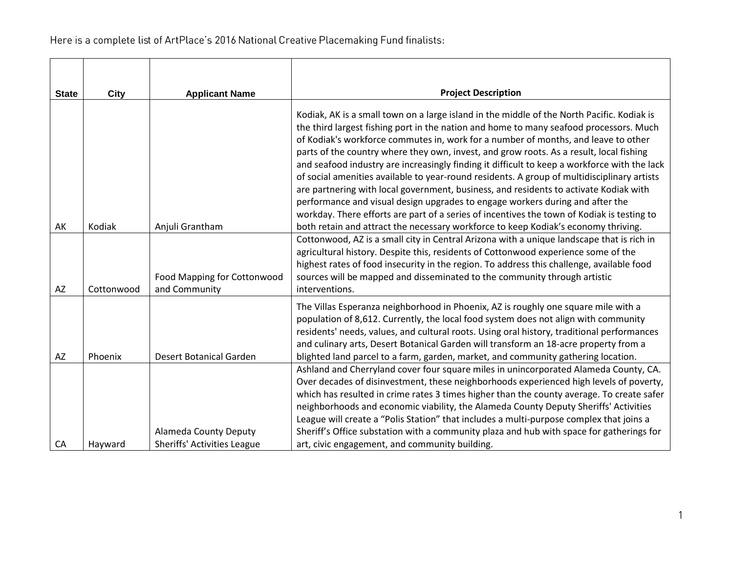Here is a complete list of ArtPlace's 2016 National Creative Placemaking Fund finalists:

| State | City | Applicant Name | Project Description |
|---|---|---|---|
| AK | Kodiak | Anjuli Grantham | Kodiak, AK is a small town on a large island in the middle of the North Pacific. Kodiak is the third largest fishing port in the nation and home to many seafood processors. Much of Kodiak's workforce commutes in, work for a number of months, and leave to other parts of the country where they own, invest, and grow roots. As a result, local fishing and seafood industry are increasingly finding it difficult to keep a workforce with the lack of social amenities available to year-round residents. A group of multidisciplinary artists are partnering with local government, business, and residents to activate Kodiak with performance and visual design upgrades to engage workers during and after the workday. There efforts are part of a series of incentives the town of Kodiak is testing to both retain and attract the necessary workforce to keep Kodiak's economy thriving. |
| AZ | Cottonwood | Food Mapping for Cottonwood and Community | Cottonwood, AZ is a small city in Central Arizona with a unique landscape that is rich in agricultural history. Despite this, residents of Cottonwood experience some of the highest rates of food insecurity in the region. To address this challenge, available food sources will be mapped and disseminated to the community through artistic interventions. |
| AZ | Phoenix | Desert Botanical Garden | The Villas Esperanza neighborhood in Phoenix, AZ is roughly one square mile with a population of 8,612. Currently, the local food system does not align with community residents' needs, values, and cultural roots. Using oral history, traditional performances and culinary arts, Desert Botanical Garden will transform an 18-acre property from a blighted land parcel to a farm, garden, market, and community gathering location. |
| CA | Hayward | Alameda County Deputy Sheriffs' Activities League | Ashland and Cherryland cover four square miles in unincorporated Alameda County, CA. Over decades of disinvestment, these neighborhoods experienced high levels of poverty, which has resulted in crime rates 3 times higher than the county average. To create safer neighborhoods and economic viability, the Alameda County Deputy Sheriffs' Activities League will create a "Polis Station" that includes a multi-purpose complex that joins a Sheriff's Office substation with a community plaza and hub with space for gatherings for art, civic engagement, and community building. |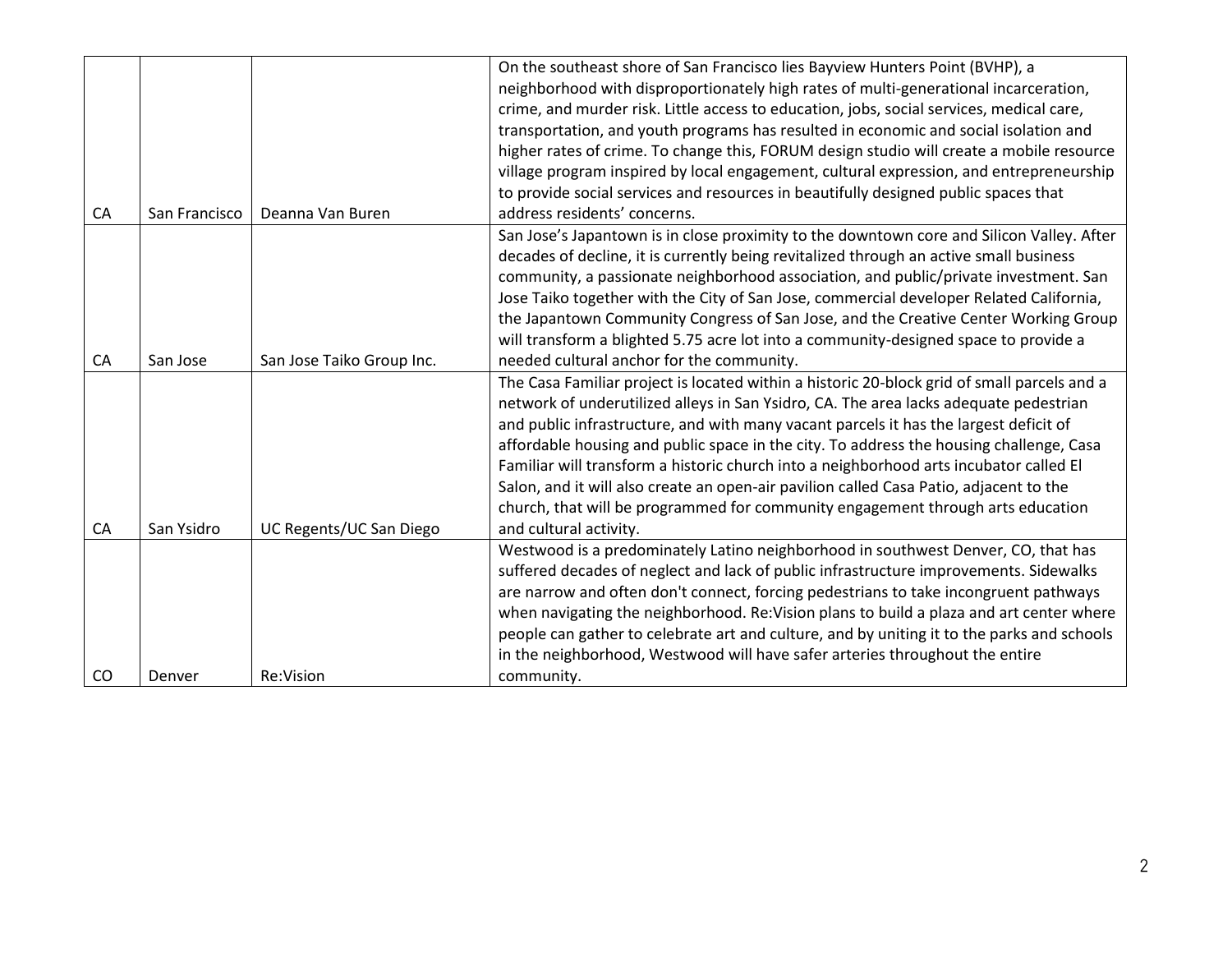| | | | |
|---|---|---|---|
| CA | San Francisco | Deanna Van Buren | On the southeast shore of San Francisco lies Bayview Hunters Point (BVHP), a neighborhood with disproportionately high rates of multi-generational incarceration, crime, and murder risk. Little access to education, jobs, social services, medical care, transportation, and youth programs has resulted in economic and social isolation and higher rates of crime. To change this, FORUM design studio will create a mobile resource village program inspired by local engagement, cultural expression, and entrepreneurship to provide social services and resources in beautifully designed public spaces that address residents' concerns. |
| CA | San Jose | San Jose Taiko Group Inc. | San Jose's Japantown is in close proximity to the downtown core and Silicon Valley. After decades of decline, it is currently being revitalized through an active small business community, a passionate neighborhood association, and public/private investment. San Jose Taiko together with the City of San Jose, commercial developer Related California, the Japantown Community Congress of San Jose, and the Creative Center Working Group will transform a blighted 5.75 acre lot into a community-designed space to provide a needed cultural anchor for the community. |
| CA | San Ysidro | UC Regents/UC San Diego | The Casa Familiar project is located within a historic 20-block grid of small parcels and a network of underutilized alleys in San Ysidro, CA. The area lacks adequate pedestrian and public infrastructure, and with many vacant parcels it has the largest deficit of affordable housing and public space in the city. To address the housing challenge, Casa Familiar will transform a historic church into a neighborhood arts incubator called El Salon, and it will also create an open-air pavilion called Casa Patio, adjacent to the church, that will be programmed for community engagement through arts education and cultural activity. |
| CO | Denver | Re:Vision | Westwood is a predominately Latino neighborhood in southwest Denver, CO, that has suffered decades of neglect and lack of public infrastructure improvements. Sidewalks are narrow and often don't connect, forcing pedestrians to take incongruent pathways when navigating the neighborhood. Re:Vision plans to build a plaza and art center where people can gather to celebrate art and culture, and by uniting it to the parks and schools in the neighborhood, Westwood will have safer arteries throughout the entire community. |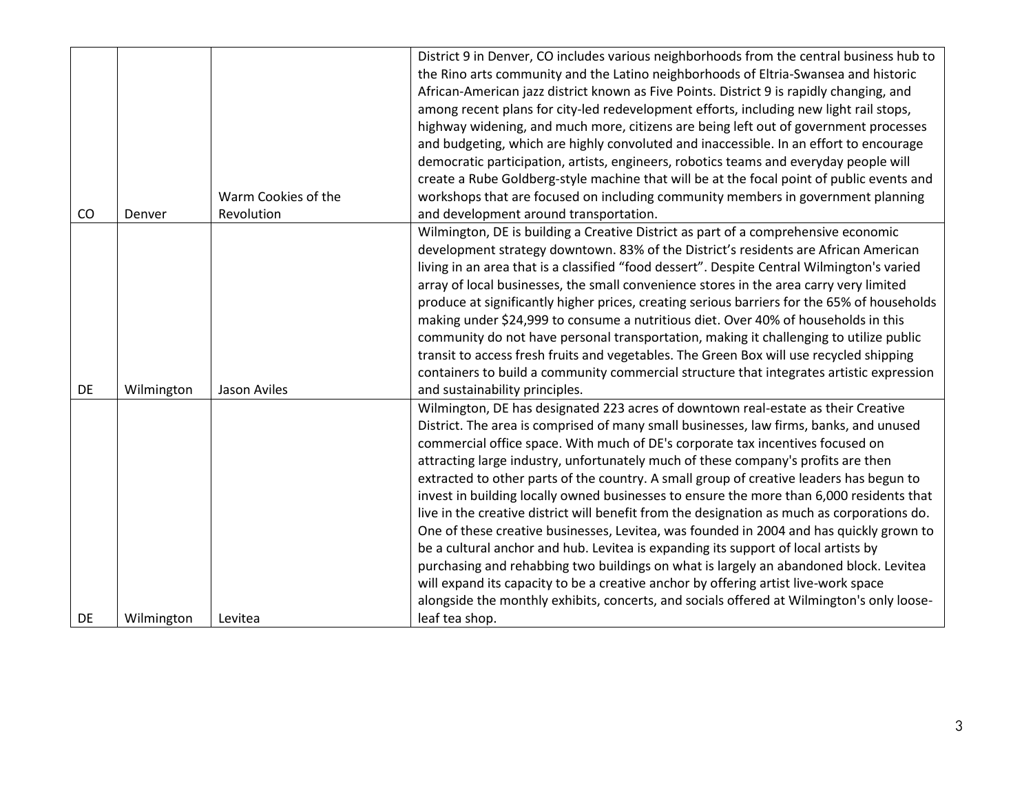| CO | Denver | Warm Cookies of the Revolution | District 9 in Denver, CO includes various neighborhoods from the central business hub to the Rino arts community and the Latino neighborhoods of Eltria-Swansea and historic African-American jazz district known as Five Points. District 9 is rapidly changing, and among recent plans for city-led redevelopment efforts, including new light rail stops, highway widening, and much more, citizens are being left out of government processes and budgeting, which are highly convoluted and inaccessible. In an effort to encourage democratic participation, artists, engineers, robotics teams and everyday people will create a Rube Goldberg-style machine that will be at the focal point of public events and workshops that are focused on including community members in government planning and development around transportation. |
|---|---|---|---|
| DE | Wilmington | Jason Aviles | Wilmington, DE is building a Creative District as part of a comprehensive economic development strategy downtown. 83% of the District's residents are African American living in an area that is a classified "food dessert". Despite Central Wilmington's varied array of local businesses, the small convenience stores in the area carry very limited produce at significantly higher prices, creating serious barriers for the 65% of households making under $24,999 to consume a nutritious diet. Over 40% of households in this community do not have personal transportation, making it challenging to utilize public transit to access fresh fruits and vegetables. The Green Box will use recycled shipping containers to build a community commercial structure that integrates artistic expression and sustainability principles. |
| DE | Wilmington | Levitea | Wilmington, DE has designated 223 acres of downtown real-estate as their Creative District. The area is comprised of many small businesses, law firms, banks, and unused commercial office space. With much of DE's corporate tax incentives focused on attracting large industry, unfortunately much of these company's profits are then extracted to other parts of the country. A small group of creative leaders has begun to invest in building locally owned businesses to ensure the more than 6,000 residents that live in the creative district will benefit from the designation as much as corporations do. One of these creative businesses, Levitea, was founded in 2004 and has quickly grown to be a cultural anchor and hub. Levitea is expanding its support of local artists by purchasing and rehabbing two buildings on what is largely an abandoned block. Levitea will expand its capacity to be a creative anchor by offering artist live-work space alongside the monthly exhibits, concerts, and socials offered at Wilmington's only loose-leaf tea shop. |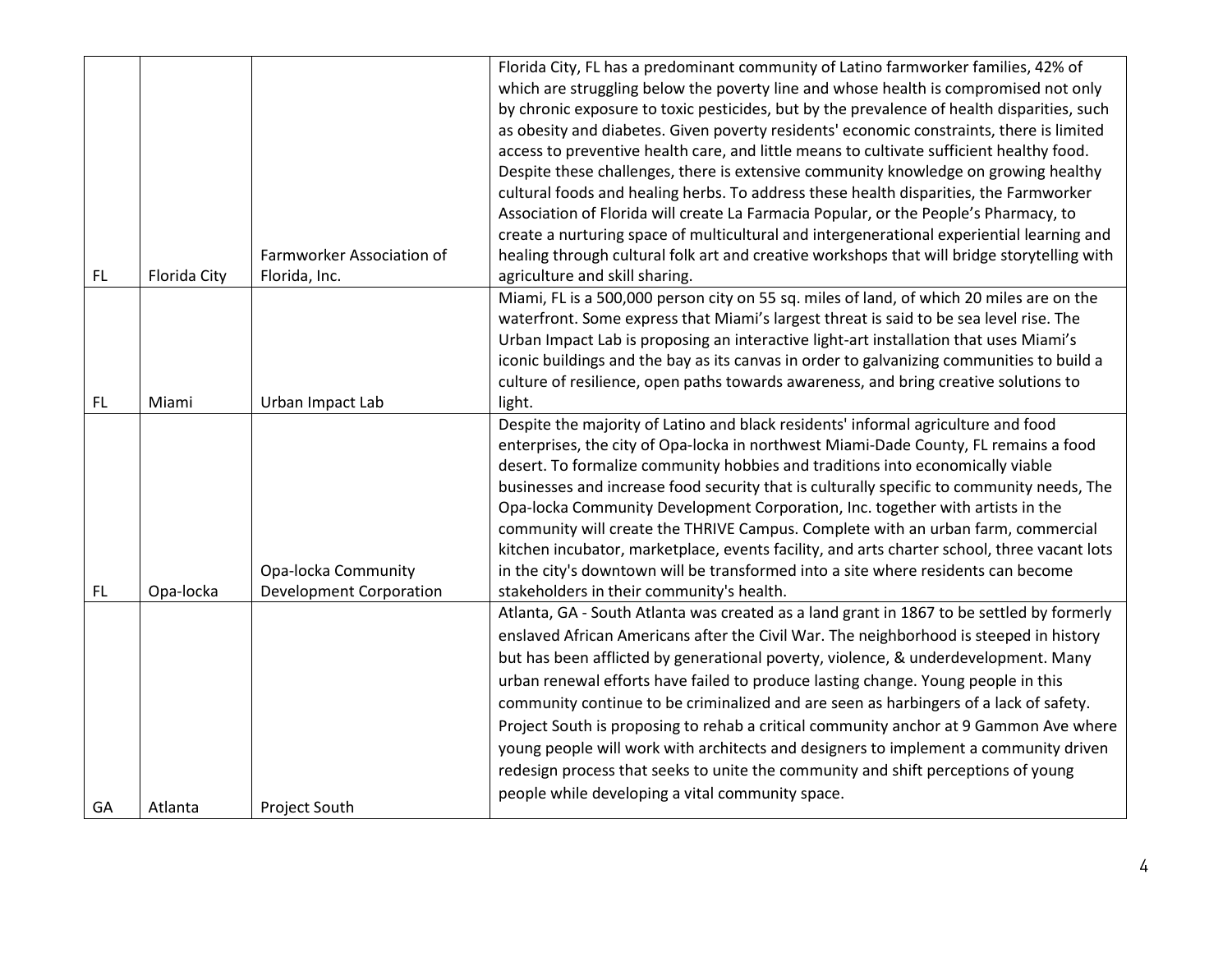| | | | |
|---|---|---|---|
| FL | Florida City | Farmworker Association of Florida, Inc. | Florida City, FL has a predominant community of Latino farmworker families, 42% of which are struggling below the poverty line and whose health is compromised not only by chronic exposure to toxic pesticides, but by the prevalence of health disparities, such as obesity and diabetes. Given poverty residents' economic constraints, there is limited access to preventive health care, and little means to cultivate sufficient healthy food. Despite these challenges, there is extensive community knowledge on growing healthy cultural foods and healing herbs. To address these health disparities, the Farmworker Association of Florida will create La Farmacia Popular, or the People's Pharmacy, to create a nurturing space of multicultural and intergenerational experiential learning and healing through cultural folk art and creative workshops that will bridge storytelling with agriculture and skill sharing. |
| FL | Miami | Urban Impact Lab | Miami, FL is a 500,000 person city on 55 sq. miles of land, of which 20 miles are on the waterfront. Some express that Miami's largest threat is said to be sea level rise. The Urban Impact Lab is proposing an interactive light-art installation that uses Miami's iconic buildings and the bay as its canvas in order to galvanizing communities to build a culture of resilience, open paths towards awareness, and bring creative solutions to light. |
| FL | Opa-locka | Opa-locka Community Development Corporation | Despite the majority of Latino and black residents' informal agriculture and food enterprises, the city of Opa-locka in northwest Miami-Dade County, FL remains a food desert. To formalize community hobbies and traditions into economically viable businesses and increase food security that is culturally specific to community needs, The Opa-locka Community Development Corporation, Inc. together with artists in the community will create the THRIVE Campus. Complete with an urban farm, commercial kitchen incubator, marketplace, events facility, and arts charter school, three vacant lots in the city's downtown will be transformed into a site where residents can become stakeholders in their community's health. |
| GA | Atlanta | Project South | Atlanta, GA - South Atlanta was created as a land grant in 1867 to be settled by formerly enslaved African Americans after the Civil War. The neighborhood is steeped in history but has been afflicted by generational poverty, violence, & underdevelopment. Many urban renewal efforts have failed to produce lasting change. Young people in this community continue to be criminalized and are seen as harbingers of a lack of safety. Project South is proposing to rehab a critical community anchor at 9 Gammon Ave where young people will work with architects and designers to implement a community driven redesign process that seeks to unite the community and shift perceptions of young people while developing a vital community space. |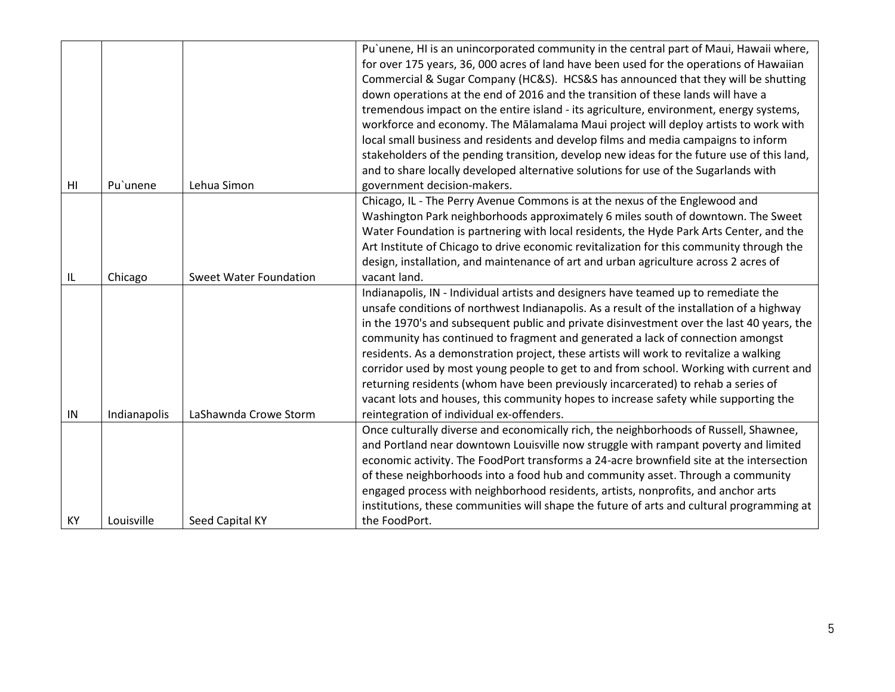| | | | |
|---|---|---|---|
| HI | Pu`unene | Lehua Simon | Pu`unene, HI is an unincorporated community in the central part of Maui, Hawaii where, for over 175 years, 36, 000 acres of land have been used for the operations of Hawaiian Commercial & Sugar Company (HC&S). HCS&S has announced that they will be shutting down operations at the end of 2016 and the transition of these lands will have a tremendous impact on the entire island - its agriculture, environment, energy systems, workforce and economy. The Mālamalama Maui project will deploy artists to work with local small business and residents and develop films and media campaigns to inform stakeholders of the pending transition, develop new ideas for the future use of this land, and to share locally developed alternative solutions for use of the Sugarlands with government decision-makers. |
| IL | Chicago | Sweet Water Foundation | Chicago, IL - The Perry Avenue Commons is at the nexus of the Englewood and Washington Park neighborhoods approximately 6 miles south of downtown. The Sweet Water Foundation is partnering with local residents, the Hyde Park Arts Center, and the Art Institute of Chicago to drive economic revitalization for this community through the design, installation, and maintenance of art and urban agriculture across 2 acres of vacant land. |
| IN | Indianapolis | LaShawnda Crowe Storm | Indianapolis, IN - Individual artists and designers have teamed up to remediate the unsafe conditions of northwest Indianapolis. As a result of the installation of a highway in the 1970's and subsequent public and private disinvestment over the last 40 years, the community has continued to fragment and generated a lack of connection amongst residents. As a demonstration project, these artists will work to revitalize a walking corridor used by most young people to get to and from school. Working with current and returning residents (whom have been previously incarcerated) to rehab a series of vacant lots and houses, this community hopes to increase safety while supporting the reintegration of individual ex-offenders. |
| KY | Louisville | Seed Capital KY | Once culturally diverse and economically rich, the neighborhoods of Russell, Shawnee, and Portland near downtown Louisville now struggle with rampant poverty and limited economic activity. The FoodPort transforms a 24-acre brownfield site at the intersection of these neighborhoods into a food hub and community asset. Through a community engaged process with neighborhood residents, artists, nonprofits, and anchor arts institutions, these communities will shape the future of arts and cultural programming at the FoodPort. |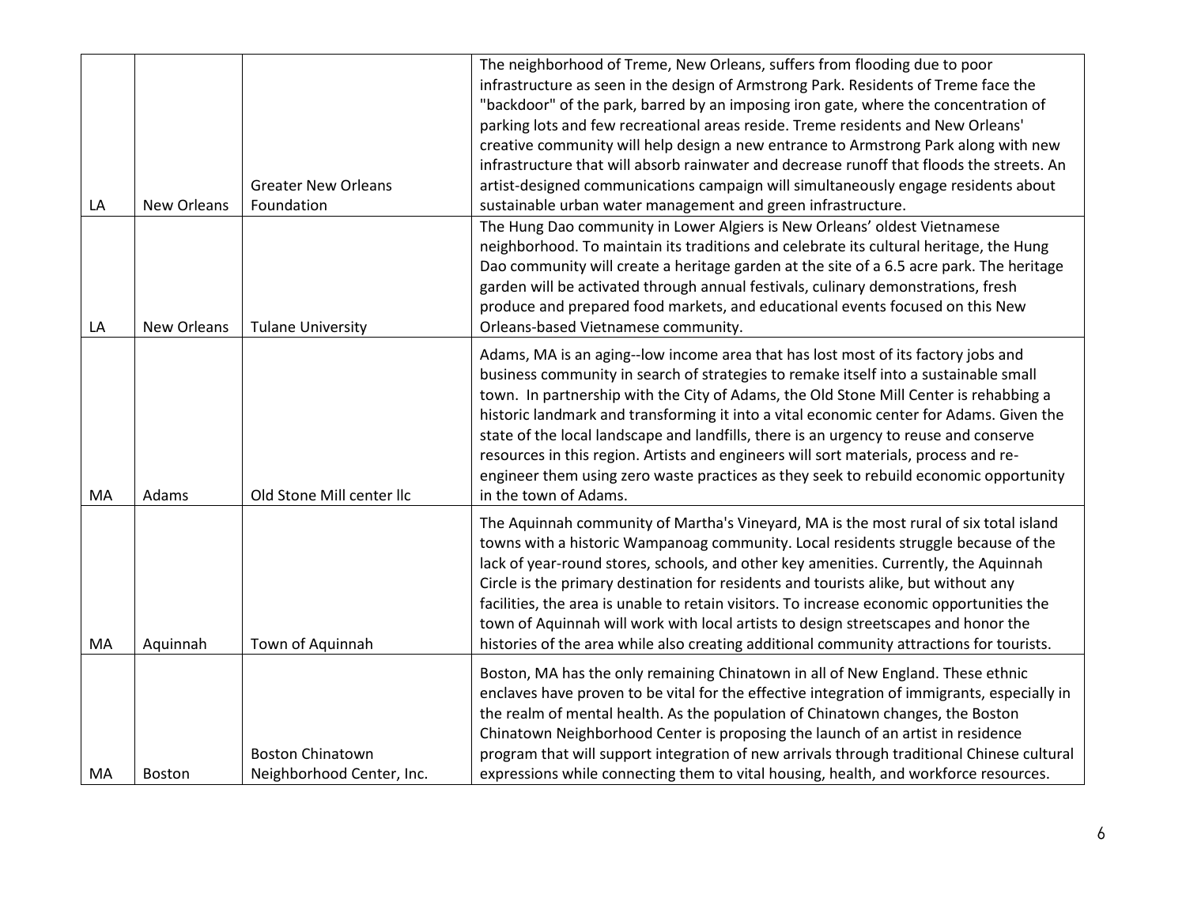| | | | |
|---|---|---|---|
| LA | New Orleans | Greater New Orleans Foundation | The neighborhood of Treme, New Orleans, suffers from flooding due to poor infrastructure as seen in the design of Armstrong Park. Residents of Treme face the "backdoor" of the park, barred by an imposing iron gate, where the concentration of parking lots and few recreational areas reside. Treme residents and New Orleans' creative community will help design a new entrance to Armstrong Park along with new infrastructure that will absorb rainwater and decrease runoff that floods the streets. An artist-designed communications campaign will simultaneously engage residents about sustainable urban water management and green infrastructure. |
| LA | New Orleans | Tulane University | The Hung Dao community in Lower Algiers is New Orleans' oldest Vietnamese neighborhood. To maintain its traditions and celebrate its cultural heritage, the Hung Dao community will create a heritage garden at the site of a 6.5 acre park. The heritage garden will be activated through annual festivals, culinary demonstrations, fresh produce and prepared food markets, and educational events focused on this New Orleans-based Vietnamese community. |
| MA | Adams | Old Stone Mill center llc | Adams, MA is an aging--low income area that has lost most of its factory jobs and business community in search of strategies to remake itself into a sustainable small town. In partnership with the City of Adams, the Old Stone Mill Center is rehabbing a historic landmark and transforming it into a vital economic center for Adams. Given the state of the local landscape and landfills, there is an urgency to reuse and conserve resources in this region. Artists and engineers will sort materials, process and re-engineer them using zero waste practices as they seek to rebuild economic opportunity in the town of Adams. |
| MA | Aquinnah | Town of Aquinnah | The Aquinnah community of Martha's Vineyard, MA is the most rural of six total island towns with a historic Wampanoag community. Local residents struggle because of the lack of year-round stores, schools, and other key amenities. Currently, the Aquinnah Circle is the primary destination for residents and tourists alike, but without any facilities, the area is unable to retain visitors. To increase economic opportunities the town of Aquinnah will work with local artists to design streetscapes and honor the histories of the area while also creating additional community attractions for tourists. |
| MA | Boston | Boston Chinatown Neighborhood Center, Inc. | Boston, MA has the only remaining Chinatown in all of New England. These ethnic enclaves have proven to be vital for the effective integration of immigrants, especially in the realm of mental health. As the population of Chinatown changes, the Boston Chinatown Neighborhood Center is proposing the launch of an artist in residence program that will support integration of new arrivals through traditional Chinese cultural expressions while connecting them to vital housing, health, and workforce resources. |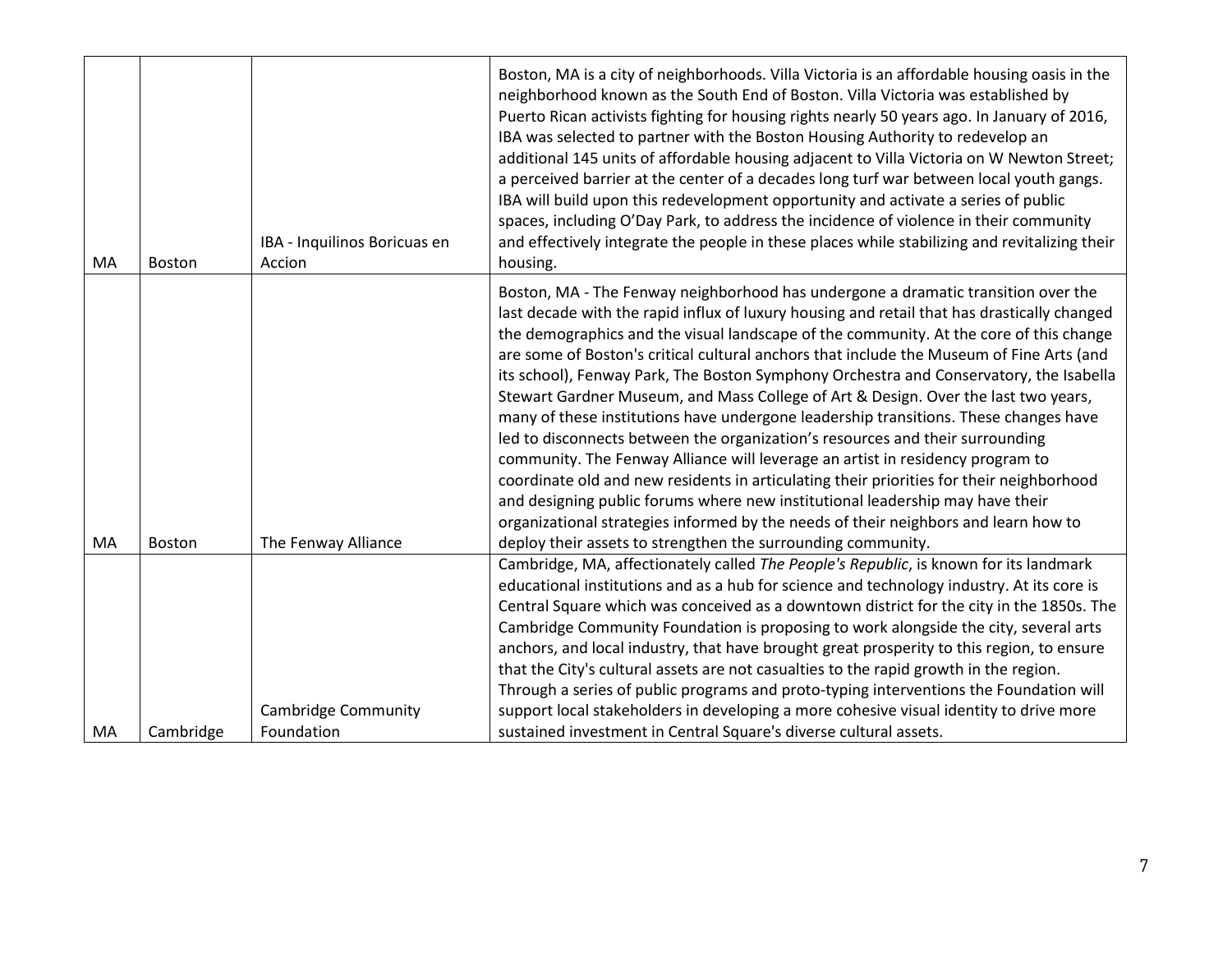| | | | |
|---|---|---|---|
| MA | Boston | IBA - Inquilinos Boricuas en Accion | Boston, MA is a city of neighborhoods. Villa Victoria is an affordable housing oasis in the neighborhood known as the South End of Boston. Villa Victoria was established by Puerto Rican activists fighting for housing rights nearly 50 years ago. In January of 2016, IBA was selected to partner with the Boston Housing Authority to redevelop an additional 145 units of affordable housing adjacent to Villa Victoria on W Newton Street; a perceived barrier at the center of a decades long turf war between local youth gangs. IBA will build upon this redevelopment opportunity and activate a series of public spaces, including O'Day Park, to address the incidence of violence in their community and effectively integrate the people in these places while stabilizing and revitalizing their housing. |
| MA | Boston | The Fenway Alliance | Boston, MA - The Fenway neighborhood has undergone a dramatic transition over the last decade with the rapid influx of luxury housing and retail that has drastically changed the demographics and the visual landscape of the community. At the core of this change are some of Boston's critical cultural anchors that include the Museum of Fine Arts (and its school), Fenway Park, The Boston Symphony Orchestra and Conservatory, the Isabella Stewart Gardner Museum, and Mass College of Art & Design. Over the last two years, many of these institutions have undergone leadership transitions. These changes have led to disconnects between the organization's resources and their surrounding community. The Fenway Alliance will leverage an artist in residency program to coordinate old and new residents in articulating their priorities for their neighborhood and designing public forums where new institutional leadership may have their organizational strategies informed by the needs of their neighbors and learn how to deploy their assets to strengthen the surrounding community. |
| MA | Cambridge | Cambridge Community Foundation | Cambridge, MA, affectionately called *The People's Republic*, is known for its landmark educational institutions and as a hub for science and technology industry. At its core is Central Square which was conceived as a downtown district for the city in the 1850s. The Cambridge Community Foundation is proposing to work alongside the city, several arts anchors, and local industry, that have brought great prosperity to this region, to ensure that the City's cultural assets are not casualties to the rapid growth in the region. Through a series of public programs and proto-typing interventions the Foundation will support local stakeholders in developing a more cohesive visual identity to drive more sustained investment in Central Square's diverse cultural assets. |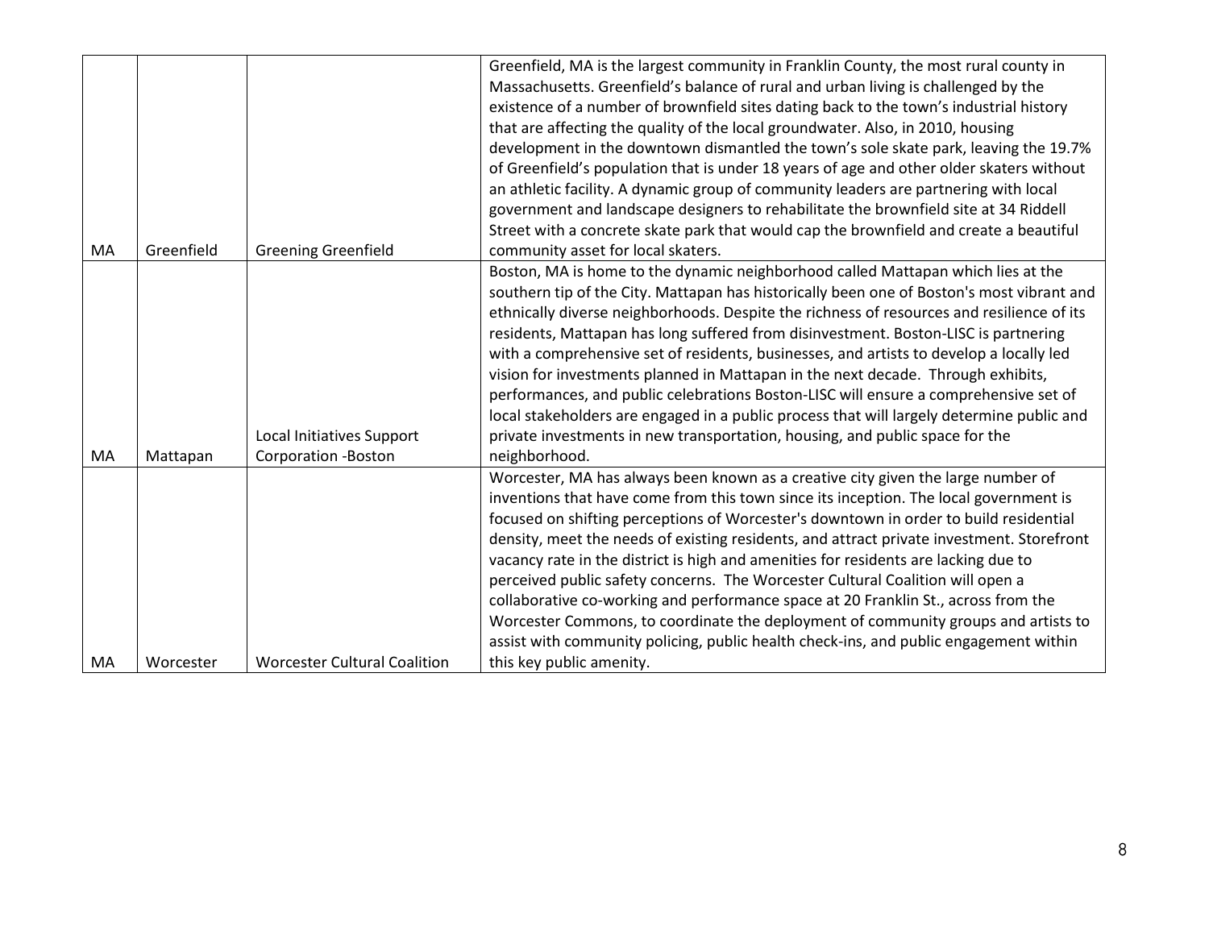| | | | |
|---|---|---|---|
| MA | Greenfield | Greening Greenfield | Greenfield, MA is the largest community in Franklin County, the most rural county in Massachusetts. Greenfield's balance of rural and urban living is challenged by the existence of a number of brownfield sites dating back to the town's industrial history that are affecting the quality of the local groundwater. Also, in 2010, housing development in the downtown dismantled the town's sole skate park, leaving the 19.7% of Greenfield's population that is under 18 years of age and other older skaters without an athletic facility. A dynamic group of community leaders are partnering with local government and landscape designers to rehabilitate the brownfield site at 34 Riddell Street with a concrete skate park that would cap the brownfield and create a beautiful community asset for local skaters. |
| MA | Mattapan | Local Initiatives Support Corporation -Boston | Boston, MA is home to the dynamic neighborhood called Mattapan which lies at the southern tip of the City. Mattapan has historically been one of Boston's most vibrant and ethnically diverse neighborhoods. Despite the richness of resources and resilience of its residents, Mattapan has long suffered from disinvestment. Boston-LISC is partnering with a comprehensive set of residents, businesses, and artists to develop a locally led vision for investments planned in Mattapan in the next decade. Through exhibits, performances, and public celebrations Boston-LISC will ensure a comprehensive set of local stakeholders are engaged in a public process that will largely determine public and private investments in new transportation, housing, and public space for the neighborhood. |
| MA | Worcester | Worcester Cultural Coalition | Worcester, MA has always been known as a creative city given the large number of inventions that have come from this town since its inception. The local government is focused on shifting perceptions of Worcester's downtown in order to build residential density, meet the needs of existing residents, and attract private investment. Storefront vacancy rate in the district is high and amenities for residents are lacking due to perceived public safety concerns. The Worcester Cultural Coalition will open a collaborative co-working and performance space at 20 Franklin St., across from the Worcester Commons, to coordinate the deployment of community groups and artists to assist with community policing, public health check-ins, and public engagement within this key public amenity. |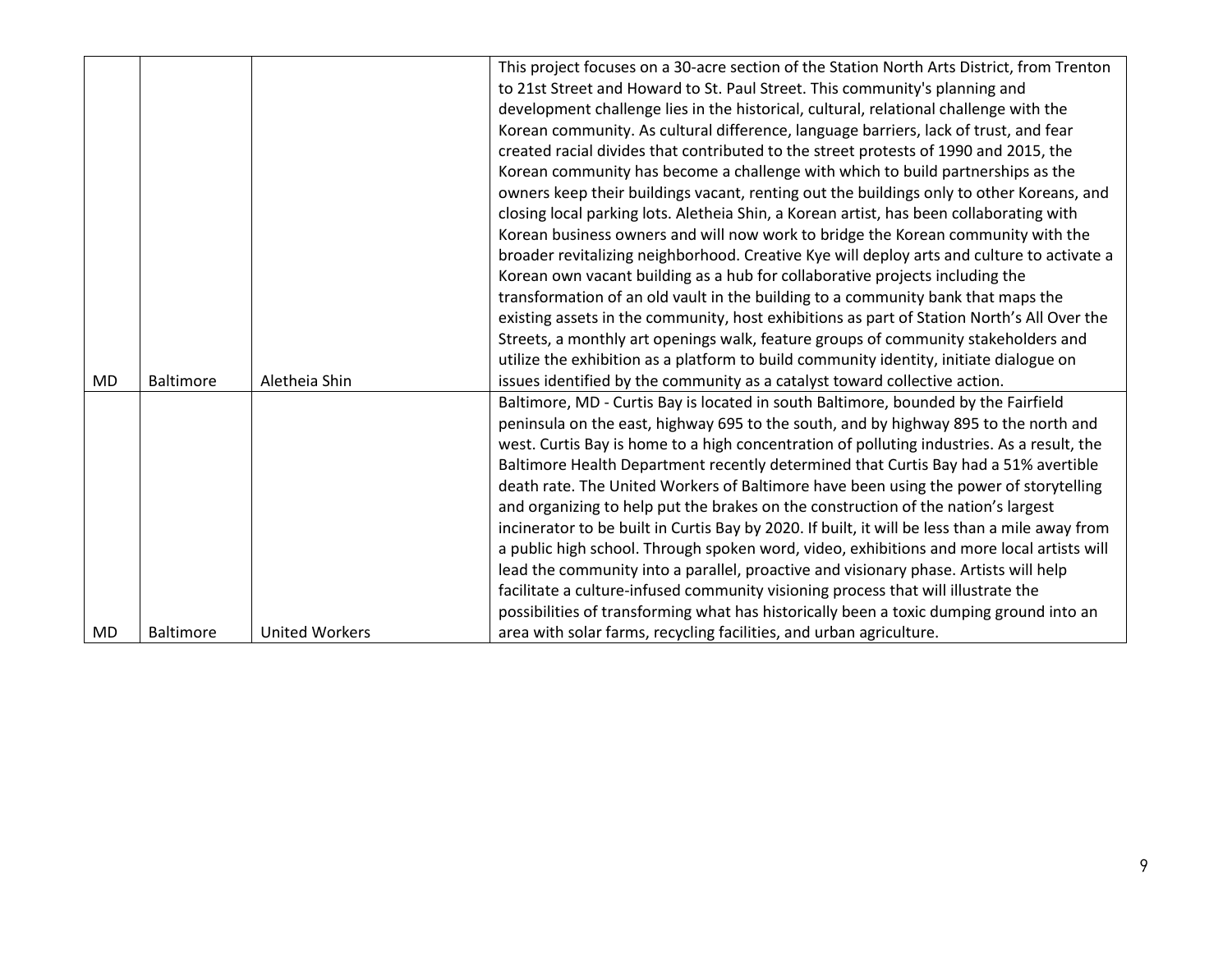| | | | |
|---|---|---|---|
| MD | Baltimore | Aletheia Shin | This project focuses on a 30-acre section of the Station North Arts District, from Trenton to 21st Street and Howard to St. Paul Street. This community's planning and development challenge lies in the historical, cultural, relational challenge with the Korean community. As cultural difference, language barriers, lack of trust, and fear created racial divides that contributed to the street protests of 1990 and 2015, the Korean community has become a challenge with which to build partnerships as the owners keep their buildings vacant, renting out the buildings only to other Koreans, and closing local parking lots. Aletheia Shin, a Korean artist, has been collaborating with Korean business owners and will now work to bridge the Korean community with the broader revitalizing neighborhood. Creative Kye will deploy arts and culture to activate a Korean own vacant building as a hub for collaborative projects including the transformation of an old vault in the building to a community bank that maps the existing assets in the community, host exhibitions as part of Station North's All Over the Streets, a monthly art openings walk, feature groups of community stakeholders and utilize the exhibition as a platform to build community identity, initiate dialogue on issues identified by the community as a catalyst toward collective action. |
| MD | Baltimore | United Workers | Baltimore, MD - Curtis Bay is located in south Baltimore, bounded by the Fairfield peninsula on the east, highway 695 to the south, and by highway 895 to the north and west. Curtis Bay is home to a high concentration of polluting industries. As a result, the Baltimore Health Department recently determined that Curtis Bay had a 51% avertible death rate. The United Workers of Baltimore have been using the power of storytelling and organizing to help put the brakes on the construction of the nation's largest incinerator to be built in Curtis Bay by 2020. If built, it will be less than a mile away from a public high school. Through spoken word, video, exhibitions and more local artists will lead the community into a parallel, proactive and visionary phase. Artists will help facilitate a culture-infused community visioning process that will illustrate the possibilities of transforming what has historically been a toxic dumping ground into an area with solar farms, recycling facilities, and urban agriculture. |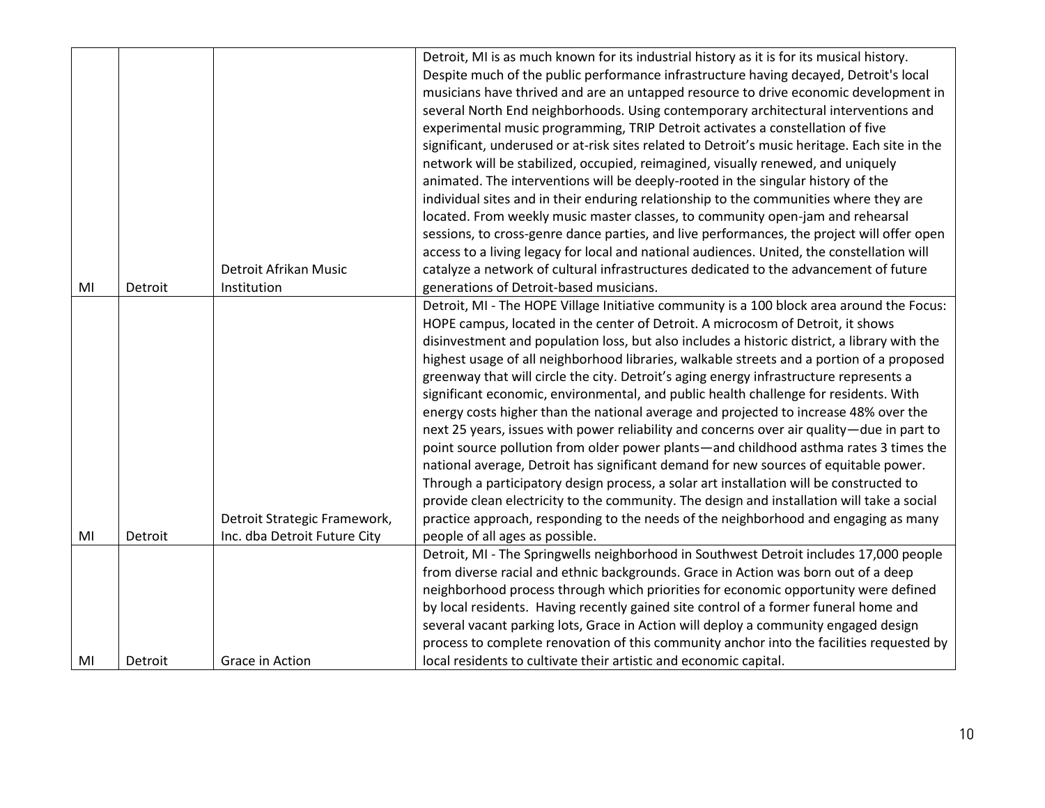| | | | |
|---|---|---|---|
| MI | Detroit | Detroit Afrikan Music Institution | Detroit, MI is as much known for its industrial history as it is for its musical history. Despite much of the public performance infrastructure having decayed, Detroit's local musicians have thrived and are an untapped resource to drive economic development in several North End neighborhoods. Using contemporary architectural interventions and experimental music programming, TRIP Detroit activates a constellation of five significant, underused or at-risk sites related to Detroit's music heritage. Each site in the network will be stabilized, occupied, reimagined, visually renewed, and uniquely animated. The interventions will be deeply-rooted in the singular history of the individual sites and in their enduring relationship to the communities where they are located. From weekly music master classes, to community open-jam and rehearsal sessions, to cross-genre dance parties, and live performances, the project will offer open access to a living legacy for local and national audiences. United, the constellation will catalyze a network of cultural infrastructures dedicated to the advancement of future generations of Detroit-based musicians. |
| MI | Detroit | Detroit Strategic Framework, Inc. dba Detroit Future City | Detroit, MI - The HOPE Village Initiative community is a 100 block area around the Focus: HOPE campus, located in the center of Detroit. A microcosm of Detroit, it shows disinvestment and population loss, but also includes a historic district, a library with the highest usage of all neighborhood libraries, walkable streets and a portion of a proposed greenway that will circle the city. Detroit's aging energy infrastructure represents a significant economic, environmental, and public health challenge for residents. With energy costs higher than the national average and projected to increase 48% over the next 25 years, issues with power reliability and concerns over air quality—due in part to point source pollution from older power plants—and childhood asthma rates 3 times the national average, Detroit has significant demand for new sources of equitable power. Through a participatory design process, a solar art installation will be constructed to provide clean electricity to the community. The design and installation will take a social practice approach, responding to the needs of the neighborhood and engaging as many people of all ages as possible. |
| MI | Detroit | Grace in Action | Detroit, MI - The Springwells neighborhood in Southwest Detroit includes 17,000 people from diverse racial and ethnic backgrounds. Grace in Action was born out of a deep neighborhood process through which priorities for economic opportunity were defined by local residents. Having recently gained site control of a former funeral home and several vacant parking lots, Grace in Action will deploy a community engaged design process to complete renovation of this community anchor into the facilities requested by local residents to cultivate their artistic and economic capital. |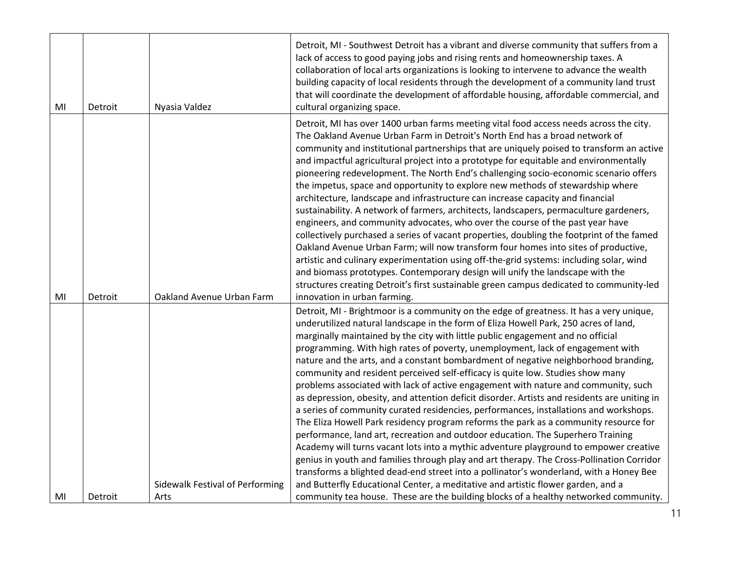| MI | Detroit | Nyasia Valdez | Detroit, MI - Southwest Detroit has a vibrant and diverse community that suffers from a lack of access to good paying jobs and rising rents and homeownership taxes. A collaboration of local arts organizations is looking to intervene to advance the wealth building capacity of local residents through the development of a community land trust that will coordinate the development of affordable housing, affordable commercial, and cultural organizing space. |
|---|---|---|---|
| MI | Detroit | Oakland Avenue Urban Farm | Detroit, MI has over 1400 urban farms meeting vital food access needs across the city. The Oakland Avenue Urban Farm in Detroit's North End has a broad network of community and institutional partnerships that are uniquely poised to transform an active and impactful agricultural project into a prototype for equitable and environmentally pioneering redevelopment. The North End's challenging socio-economic scenario offers the impetus, space and opportunity to explore new methods of stewardship where architecture, landscape and infrastructure can increase capacity and financial sustainability. A network of farmers, architects, landscapers, permaculture gardeners, engineers, and community advocates, who over the course of the past year have collectively purchased a series of vacant properties, doubling the footprint of the famed Oakland Avenue Urban Farm; will now transform four homes into sites of productive, artistic and culinary experimentation using off-the-grid systems: including solar, wind and biomass prototypes. Contemporary design will unify the landscape with the structures creating Detroit's first sustainable green campus dedicated to community-led innovation in urban farming. |
| MI | Detroit | Sidewalk Festival of Performing Arts | Detroit, MI - Brightmoor is a community on the edge of greatness. It has a very unique, underutilized natural landscape in the form of Eliza Howell Park, 250 acres of land, marginally maintained by the city with little public engagement and no official programming. With high rates of poverty, unemployment, lack of engagement with nature and the arts, and a constant bombardment of negative neighborhood branding, community and resident perceived self-efficacy is quite low. Studies show many problems associated with lack of active engagement with nature and community, such as depression, obesity, and attention deficit disorder. Artists and residents are uniting in a series of community curated residencies, performances, installations and workshops. The Eliza Howell Park residency program reforms the park as a community resource for performance, land art, recreation and outdoor education. The Superhero Training Academy will turns vacant lots into a mythic adventure playground to empower creative genius in youth and families through play and art therapy. The Cross-Pollination Corridor transforms a blighted dead-end street into a pollinator's wonderland, with a Honey Bee and Butterfly Educational Center, a meditative and artistic flower garden, and a community tea house. These are the building blocks of a healthy networked community. |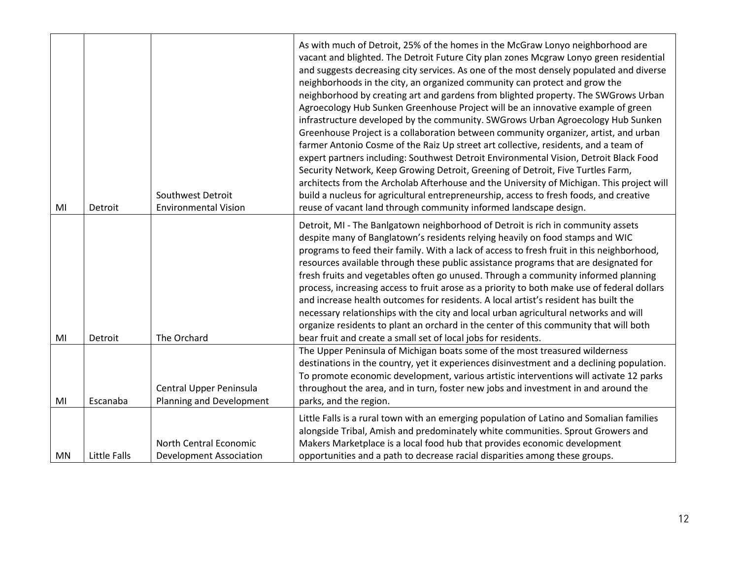| | | | |
|---|---|---|---|
| MI | Detroit | Southwest Detroit Environmental Vision | As with much of Detroit, 25% of the homes in the McGraw Lonyo neighborhood are vacant and blighted. The Detroit Future City plan zones Mcgraw Lonyo green residential and suggests decreasing city services. As one of the most densely populated and diverse neighborhoods in the city, an organized community can protect and grow the neighborhood by creating art and gardens from blighted property. The SWGrows Urban Agroecology Hub Sunken Greenhouse Project will be an innovative example of green infrastructure developed by the community. SWGrows Urban Agroecology Hub Sunken Greenhouse Project is a collaboration between community organizer, artist, and urban farmer Antonio Cosme of the Raiz Up street art collective, residents, and a team of expert partners including: Southwest Detroit Environmental Vision, Detroit Black Food Security Network, Keep Growing Detroit, Greening of Detroit, Five Turtles Farm, architects from the Archolab Afterhouse and the University of Michigan. This project will build a nucleus for agricultural entrepreneurship, access to fresh foods, and creative reuse of vacant land through community informed landscape design. |
| MI | Detroit | The Orchard | Detroit, MI - The Banlgatown neighborhood of Detroit is rich in community assets despite many of Banglatown's residents relying heavily on food stamps and WIC programs to feed their family. With a lack of access to fresh fruit in this neighborhood, resources available through these public assistance programs that are designated for fresh fruits and vegetables often go unused. Through a community informed planning process, increasing access to fruit arose as a priority to both make use of federal dollars and increase health outcomes for residents. A local artist's resident has built the necessary relationships with the city and local urban agricultural networks and will organize residents to plant an orchard in the center of this community that will both bear fruit and create a small set of local jobs for residents. |
| MI | Escanaba | Central Upper Peninsula Planning and Development | The Upper Peninsula of Michigan boats some of the most treasured wilderness destinations in the country, yet it experiences disinvestment and a declining population. To promote economic development, various artistic interventions will activate 12 parks throughout the area, and in turn, foster new jobs and investment in and around the parks, and the region. |
| MN | Little Falls | North Central Economic Development Association | Little Falls is a rural town with an emerging population of Latino and Somalian families alongside Tribal, Amish and predominately white communities. Sprout Growers and Makers Marketplace is a local food hub that provides economic development opportunities and a path to decrease racial disparities among these groups. |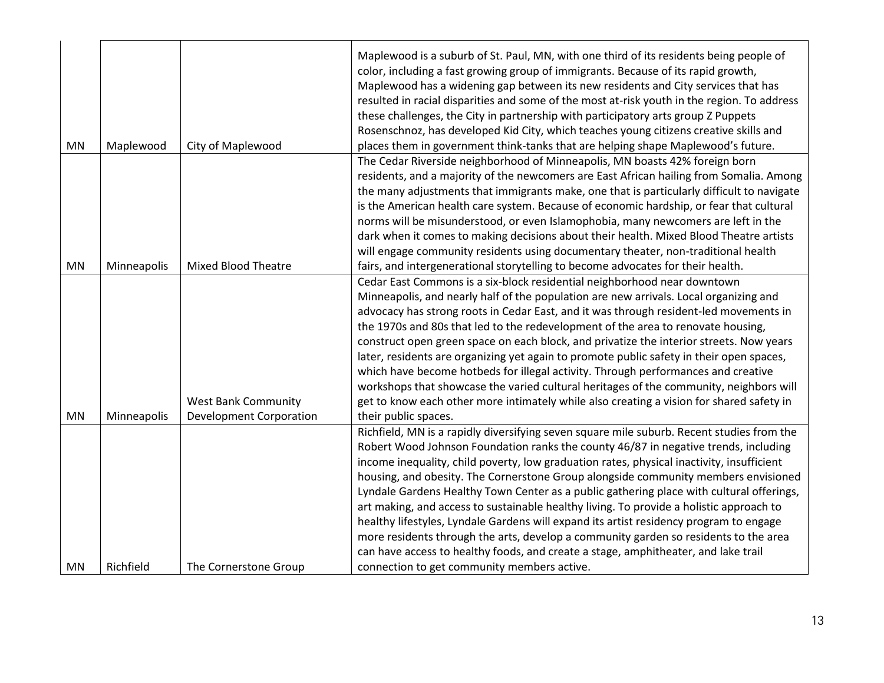| | | | |
|---|---|---|---|
| MN | Maplewood | City of Maplewood | Maplewood is a suburb of St. Paul, MN, with one third of its residents being people of color, including a fast growing group of immigrants. Because of its rapid growth, Maplewood has a widening gap between its new residents and City services that has resulted in racial disparities and some of the most at-risk youth in the region. To address these challenges, the City in partnership with participatory arts group Z Puppets Rosenschnoz, has developed Kid City, which teaches young citizens creative skills and places them in government think-tanks that are helping shape Maplewood's future. |
| MN | Minneapolis | Mixed Blood Theatre | The Cedar Riverside neighborhood of Minneapolis, MN boasts 42% foreign born residents, and a majority of the newcomers are East African hailing from Somalia. Among the many adjustments that immigrants make, one that is particularly difficult to navigate is the American health care system. Because of economic hardship, or fear that cultural norms will be misunderstood, or even Islamophobia, many newcomers are left in the dark when it comes to making decisions about their health. Mixed Blood Theatre artists will engage community residents using documentary theater, non-traditional health fairs, and intergenerational storytelling to become advocates for their health. |
| MN | Minneapolis | West Bank Community Development Corporation | Cedar East Commons is a six-block residential neighborhood near downtown Minneapolis, and nearly half of the population are new arrivals. Local organizing and advocacy has strong roots in Cedar East, and it was through resident-led movements in the 1970s and 80s that led to the redevelopment of the area to renovate housing, construct open green space on each block, and privatize the interior streets. Now years later, residents are organizing yet again to promote public safety in their open spaces, which have become hotbeds for illegal activity. Through performances and creative workshops that showcase the varied cultural heritages of the community, neighbors will get to know each other more intimately while also creating a vision for shared safety in their public spaces. |
| MN | Richfield | The Cornerstone Group | Richfield, MN is a rapidly diversifying seven square mile suburb. Recent studies from the Robert Wood Johnson Foundation ranks the county 46/87 in negative trends, including income inequality, child poverty, low graduation rates, physical inactivity, insufficient housing, and obesity. The Cornerstone Group alongside community members envisioned Lyndale Gardens Healthy Town Center as a public gathering place with cultural offerings, art making, and access to sustainable healthy living. To provide a holistic approach to healthy lifestyles, Lyndale Gardens will expand its artist residency program to engage more residents through the arts, develop a community garden so residents to the area can have access to healthy foods, and create a stage, amphitheater, and lake trail connection to get community members active. |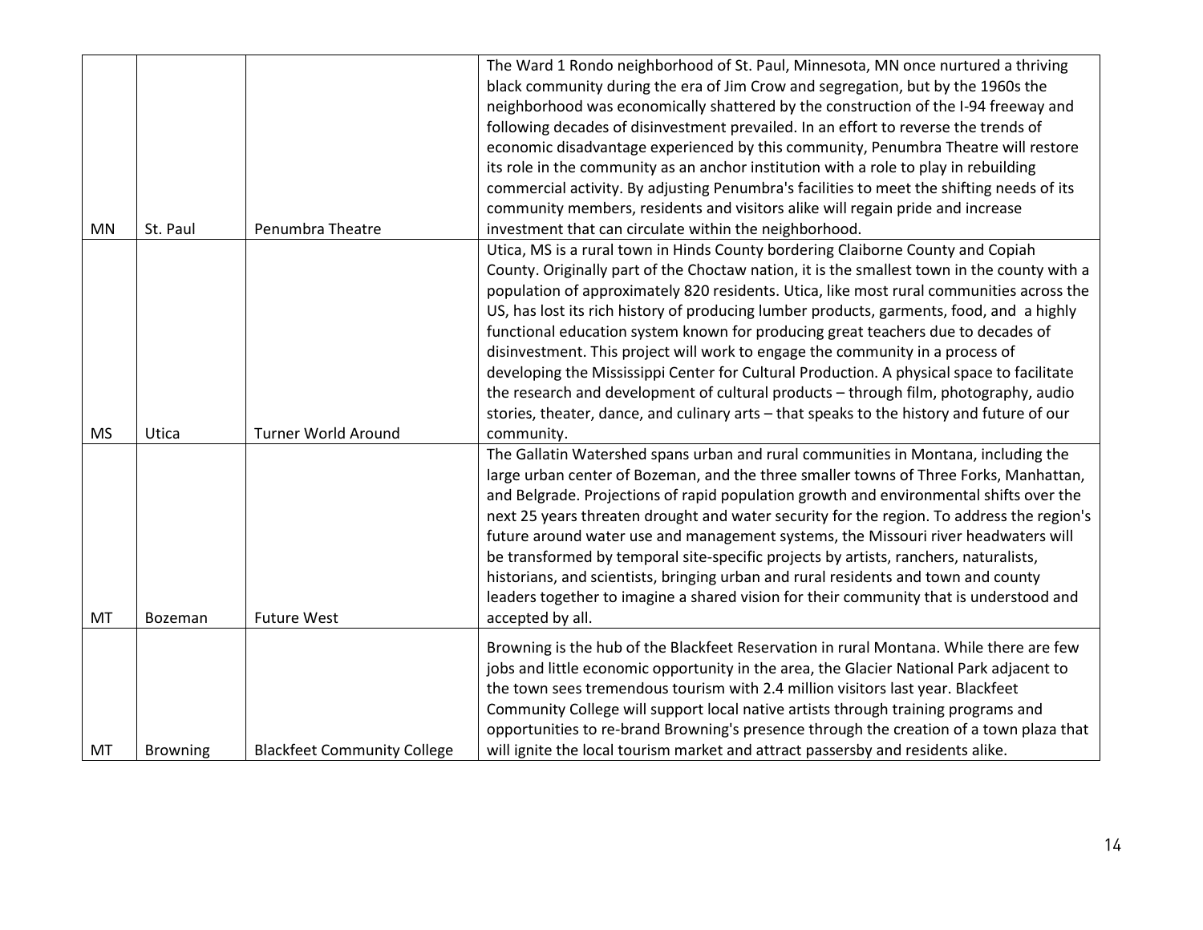| | | | |
|---|---|---|---|
| MN | St. Paul | Penumbra Theatre | The Ward 1 Rondo neighborhood of St. Paul, Minnesota, MN once nurtured a thriving black community during the era of Jim Crow and segregation, but by the 1960s the neighborhood was economically shattered by the construction of the I-94 freeway and following decades of disinvestment prevailed. In an effort to reverse the trends of economic disadvantage experienced by this community, Penumbra Theatre will restore its role in the community as an anchor institution with a role to play in rebuilding commercial activity. By adjusting Penumbra's facilities to meet the shifting needs of its community members, residents and visitors alike will regain pride and increase investment that can circulate within the neighborhood. |
| MS | Utica | Turner World Around | Utica, MS is a rural town in Hinds County bordering Claiborne County and Copiah County. Originally part of the Choctaw nation, it is the smallest town in the county with a population of approximately 820 residents. Utica, like most rural communities across the US, has lost its rich history of producing lumber products, garments, food, and a highly functional education system known for producing great teachers due to decades of disinvestment. This project will work to engage the community in a process of developing the Mississippi Center for Cultural Production. A physical space to facilitate the research and development of cultural products – through film, photography, audio stories, theater, dance, and culinary arts – that speaks to the history and future of our community. |
| MT | Bozeman | Future West | The Gallatin Watershed spans urban and rural communities in Montana, including the large urban center of Bozeman, and the three smaller towns of Three Forks, Manhattan, and Belgrade. Projections of rapid population growth and environmental shifts over the next 25 years threaten drought and water security for the region. To address the region's future around water use and management systems, the Missouri river headwaters will be transformed by temporal site-specific projects by artists, ranchers, naturalists, historians, and scientists, bringing urban and rural residents and town and county leaders together to imagine a shared vision for their community that is understood and accepted by all. |
| MT | Browning | Blackfeet Community College | Browning is the hub of the Blackfeet Reservation in rural Montana. While there are few jobs and little economic opportunity in the area, the Glacier National Park adjacent to the town sees tremendous tourism with 2.4 million visitors last year. Blackfeet Community College will support local native artists through training programs and opportunities to re-brand Browning's presence through the creation of a town plaza that will ignite the local tourism market and attract passersby and residents alike. |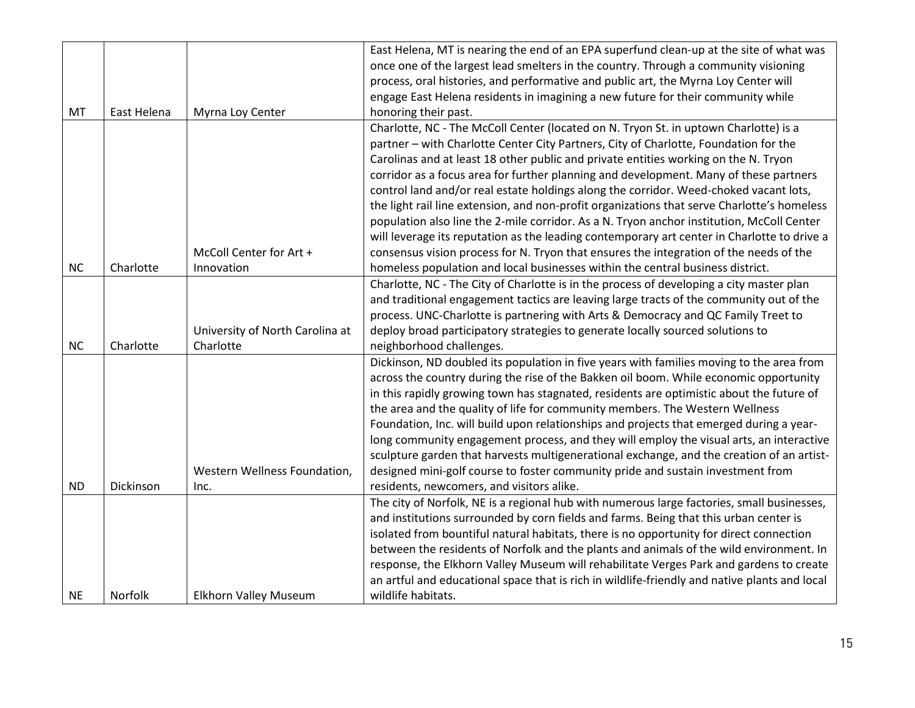| | | | |
|---|---|---|---|
| MT | East Helena | Myrna Loy Center | East Helena, MT is nearing the end of an EPA superfund clean-up at the site of what was once one of the largest lead smelters in the country. Through a community visioning process, oral histories, and performative and public art, the Myrna Loy Center will engage East Helena residents in imagining a new future for their community while honoring their past. |
| NC | Charlotte | McColl Center for Art + Innovation | Charlotte, NC - The McColl Center (located on N. Tryon St. in uptown Charlotte) is a partner – with Charlotte Center City Partners, City of Charlotte, Foundation for the Carolinas and at least 18 other public and private entities working on the N. Tryon corridor as a focus area for further planning and development. Many of these partners control land and/or real estate holdings along the corridor. Weed-choked vacant lots, the light rail line extension, and non-profit organizations that serve Charlotte's homeless population also line the 2-mile corridor. As a N. Tryon anchor institution, McColl Center will leverage its reputation as the leading contemporary art center in Charlotte to drive a consensus vision process for N. Tryon that ensures the integration of the needs of the homeless population and local businesses within the central business district. |
| NC | Charlotte | University of North Carolina at Charlotte | Charlotte, NC - The City of Charlotte is in the process of developing a city master plan and traditional engagement tactics are leaving large tracts of the community out of the process. UNC-Charlotte is partnering with Arts & Democracy and QC Family Treet to deploy broad participatory strategies to generate locally sourced solutions to neighborhood challenges. |
| ND | Dickinson | Western Wellness Foundation, Inc. | Dickinson, ND doubled its population in five years with families moving to the area from across the country during the rise of the Bakken oil boom. While economic opportunity in this rapidly growing town has stagnated, residents are optimistic about the future of the area and the quality of life for community members. The Western Wellness Foundation, Inc. will build upon relationships and projects that emerged during a year-long community engagement process, and they will employ the visual arts, an interactive sculpture garden that harvests multigenerational exchange, and the creation of an artist-designed mini-golf course to foster community pride and sustain investment from residents, newcomers, and visitors alike. |
| NE | Norfolk | Elkhorn Valley Museum | The city of Norfolk, NE is a regional hub with numerous large factories, small businesses, and institutions surrounded by corn fields and farms. Being that this urban center is isolated from bountiful natural habitats, there is no opportunity for direct connection between the residents of Norfolk and the plants and animals of the wild environment. In response, the Elkhorn Valley Museum will rehabilitate Verges Park and gardens to create an artful and educational space that is rich in wildlife-friendly and native plants and local wildlife habitats. |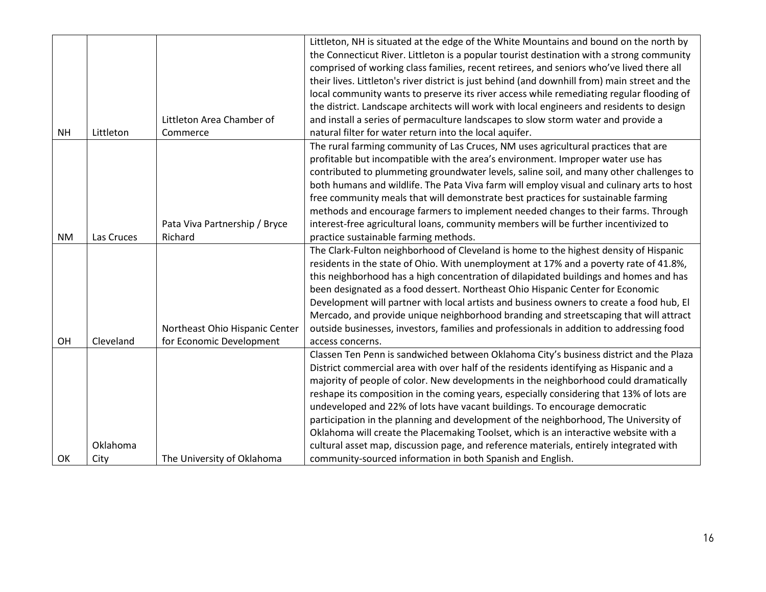| | | | |
|---|---|---|---|
| NH | Littleton | Littleton Area Chamber of Commerce | Littleton, NH is situated at the edge of the White Mountains and bound on the north by the Connecticut River. Littleton is a popular tourist destination with a strong community comprised of working class families, recent retirees, and seniors who've lived there all their lives. Littleton's river district is just behind (and downhill from) main street and the local community wants to preserve its river access while remediating regular flooding of the district. Landscape architects will work with local engineers and residents to design and install a series of permaculture landscapes to slow storm water and provide a natural filter for water return into the local aquifer. |
| NM | Las Cruces | Pata Viva Partnership / Bryce Richard | The rural farming community of Las Cruces, NM uses agricultural practices that are profitable but incompatible with the area's environment. Improper water use has contributed to plummeting groundwater levels, saline soil, and many other challenges to both humans and wildlife. The Pata Viva farm will employ visual and culinary arts to host free community meals that will demonstrate best practices for sustainable farming methods and encourage farmers to implement needed changes to their farms. Through interest-free agricultural loans, community members will be further incentivized to practice sustainable farming methods. |
| OH | Cleveland | Northeast Ohio Hispanic Center for Economic Development | The Clark-Fulton neighborhood of Cleveland is home to the highest density of Hispanic residents in the state of Ohio. With unemployment at 17% and a poverty rate of 41.8%, this neighborhood has a high concentration of dilapidated buildings and homes and has been designated as a food dessert. Northeast Ohio Hispanic Center for Economic Development will partner with local artists and business owners to create a food hub, El Mercado, and provide unique neighborhood branding and streetscaping that will attract outside businesses, investors, families and professionals in addition to addressing food access concerns. |
| OK | Oklahoma City | The University of Oklahoma | Classen Ten Penn is sandwiched between Oklahoma City's business district and the Plaza District commercial area with over half of the residents identifying as Hispanic and a majority of people of color. New developments in the neighborhood could dramatically reshape its composition in the coming years, especially considering that 13% of lots are undeveloped and 22% of lots have vacant buildings. To encourage democratic participation in the planning and development of the neighborhood, The University of Oklahoma will create the Placemaking Toolset, which is an interactive website with a cultural asset map, discussion page, and reference materials, entirely integrated with community-sourced information in both Spanish and English. |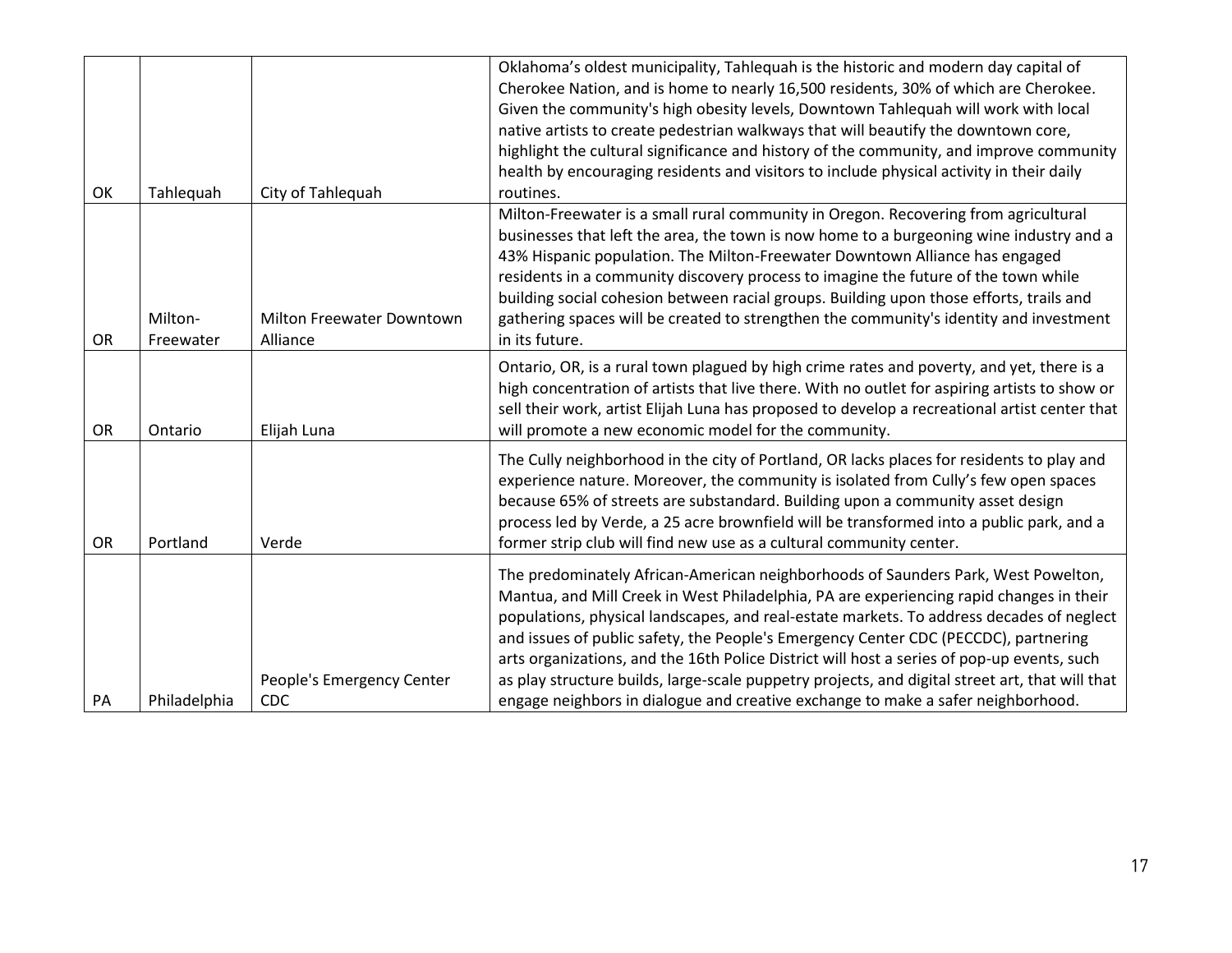| | | | |
|---|---|---|---|
| OK | Tahlequah | City of Tahlequah | Oklahoma's oldest municipality, Tahlequah is the historic and modern day capital of Cherokee Nation, and is home to nearly 16,500 residents, 30% of which are Cherokee. Given the community's high obesity levels, Downtown Tahlequah will work with local native artists to create pedestrian walkways that will beautify the downtown core, highlight the cultural significance and history of the community, and improve community health by encouraging residents and visitors to include physical activity in their daily routines. |
| OR | Milton-Freewater | Milton Freewater Downtown Alliance | Milton-Freewater is a small rural community in Oregon. Recovering from agricultural businesses that left the area, the town is now home to a burgeoning wine industry and a 43% Hispanic population. The Milton-Freewater Downtown Alliance has engaged residents in a community discovery process to imagine the future of the town while building social cohesion between racial groups. Building upon those efforts, trails and gathering spaces will be created to strengthen the community's identity and investment in its future. |
| OR | Ontario | Elijah Luna | Ontario, OR, is a rural town plagued by high crime rates and poverty, and yet, there is a high concentration of artists that live there. With no outlet for aspiring artists to show or sell their work, artist Elijah Luna has proposed to develop a recreational artist center that will promote a new economic model for the community. |
| OR | Portland | Verde | The Cully neighborhood in the city of Portland, OR lacks places for residents to play and experience nature. Moreover, the community is isolated from Cully's few open spaces because 65% of streets are substandard. Building upon a community asset design process led by Verde, a 25 acre brownfield will be transformed into a public park, and a former strip club will find new use as a cultural community center. |
| PA | Philadelphia | People's Emergency Center CDC | The predominately African-American neighborhoods of Saunders Park, West Powelton, Mantua, and Mill Creek in West Philadelphia, PA are experiencing rapid changes in their populations, physical landscapes, and real-estate markets. To address decades of neglect and issues of public safety, the People's Emergency Center CDC (PECCDC), partnering arts organizations, and the 16th Police District will host a series of pop-up events, such as play structure builds, large-scale puppetry projects, and digital street art, that will that engage neighbors in dialogue and creative exchange to make a safer neighborhood. |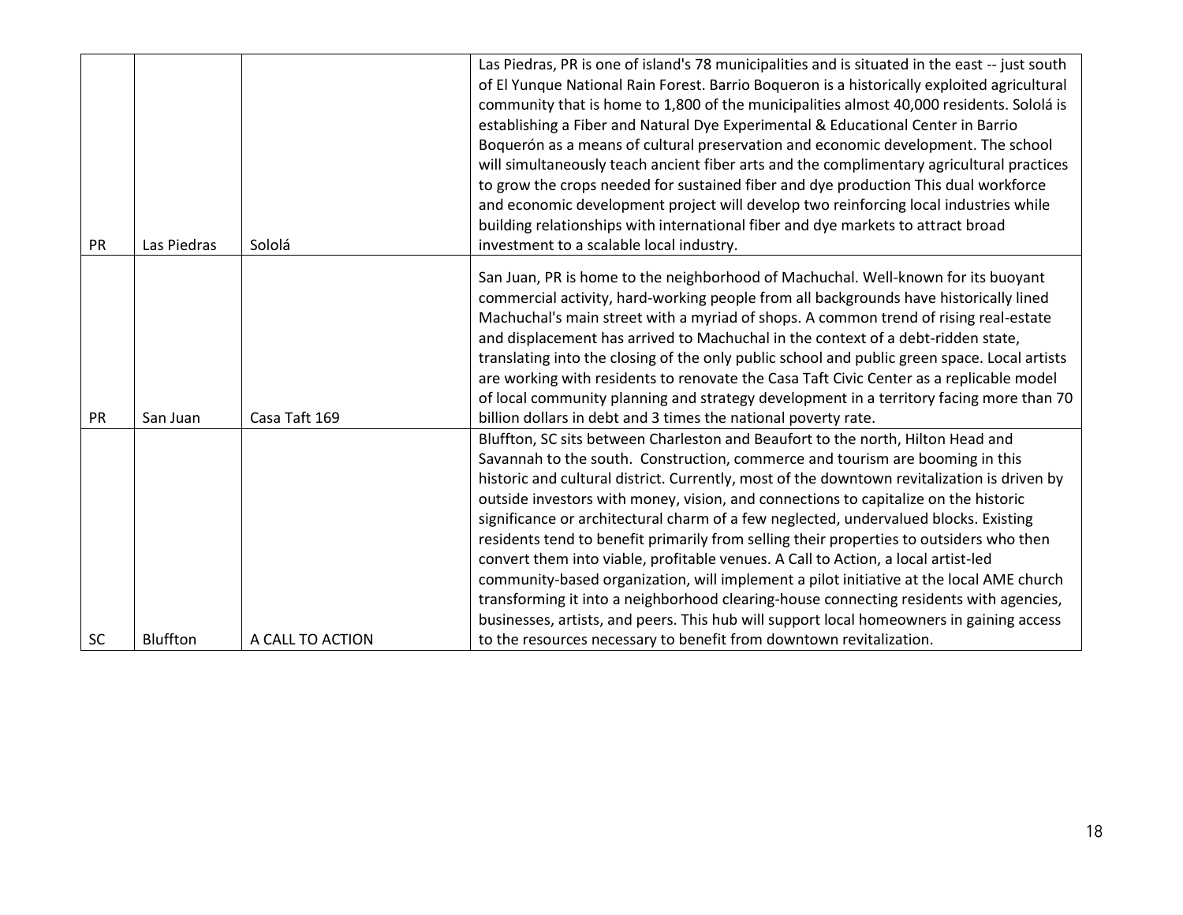| | | | |
|---|---|---|---|
| PR | Las Piedras | Sololá | Las Piedras, PR is one of island's 78 municipalities and is situated in the east -- just south of El Yunque National Rain Forest. Barrio Boqueron is a historically exploited agricultural community that is home to 1,800 of the municipalities almost 40,000 residents. Sololá is establishing a Fiber and Natural Dye Experimental & Educational Center in Barrio Boquerón as a means of cultural preservation and economic development. The school will simultaneously teach ancient fiber arts and the complimentary agricultural practices to grow the crops needed for sustained fiber and dye production This dual workforce and economic development project will develop two reinforcing local industries while building relationships with international fiber and dye markets to attract broad investment to a scalable local industry. |
| PR | San Juan | Casa Taft 169 | San Juan, PR is home to the neighborhood of Machuchal. Well-known for its buoyant commercial activity, hard-working people from all backgrounds have historically lined Machuchal's main street with a myriad of shops. A common trend of rising real-estate and displacement has arrived to Machuchal in the context of a debt-ridden state, translating into the closing of the only public school and public green space. Local artists are working with residents to renovate the Casa Taft Civic Center as a replicable model of local community planning and strategy development in a territory facing more than 70 billion dollars in debt and 3 times the national poverty rate. |
| SC | Bluffton | A CALL TO ACTION | Bluffton, SC sits between Charleston and Beaufort to the north, Hilton Head and Savannah to the south. Construction, commerce and tourism are booming in this historic and cultural district. Currently, most of the downtown revitalization is driven by outside investors with money, vision, and connections to capitalize on the historic significance or architectural charm of a few neglected, undervalued blocks. Existing residents tend to benefit primarily from selling their properties to outsiders who then convert them into viable, profitable venues. A Call to Action, a local artist-led community-based organization, will implement a pilot initiative at the local AME church transforming it into a neighborhood clearing-house connecting residents with agencies, businesses, artists, and peers. This hub will support local homeowners in gaining access to the resources necessary to benefit from downtown revitalization. |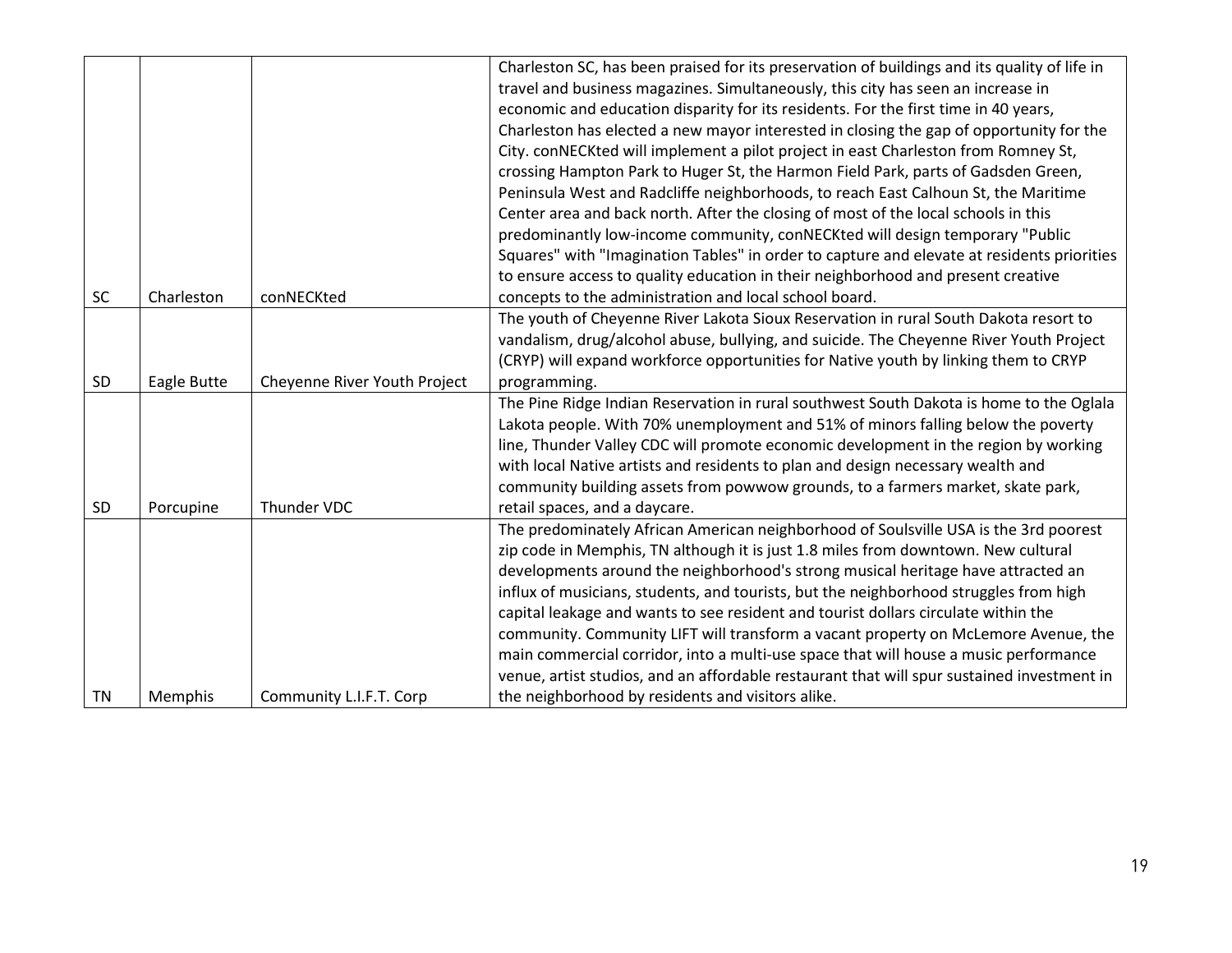| | | | |
|---|---|---|---|
| SC | Charleston | conNECKted | Charleston SC, has been praised for its preservation of buildings and its quality of life in travel and business magazines. Simultaneously, this city has seen an increase in economic and education disparity for its residents. For the first time in 40 years, Charleston has elected a new mayor interested in closing the gap of opportunity for the City. conNECKted will implement a pilot project in east Charleston from Romney St, crossing Hampton Park to Huger St, the Harmon Field Park, parts of Gadsden Green, Peninsula West and Radcliffe neighborhoods, to reach East Calhoun St, the Maritime Center area and back north. After the closing of most of the local schools in this predominantly low-income community, conNECKted will design temporary "Public Squares" with "Imagination Tables" in order to capture and elevate at residents priorities to ensure access to quality education in their neighborhood and present creative concepts to the administration and local school board. |
| SD | Eagle Butte | Cheyenne River Youth Project | The youth of Cheyenne River Lakota Sioux Reservation in rural South Dakota resort to vandalism, drug/alcohol abuse, bullying, and suicide. The Cheyenne River Youth Project (CRYP) will expand workforce opportunities for Native youth by linking them to CRYP programming. |
| SD | Porcupine | Thunder VDC | The Pine Ridge Indian Reservation in rural southwest South Dakota is home to the Oglala Lakota people. With 70% unemployment and 51% of minors falling below the poverty line, Thunder Valley CDC will promote economic development in the region by working with local Native artists and residents to plan and design necessary wealth and community building assets from powwow grounds, to a farmers market, skate park, retail spaces, and a daycare. |
| TN | Memphis | Community L.I.F.T. Corp | The predominately African American neighborhood of Soulsville USA is the 3rd poorest zip code in Memphis, TN although it is just 1.8 miles from downtown. New cultural developments around the neighborhood's strong musical heritage have attracted an influx of musicians, students, and tourists, but the neighborhood struggles from high capital leakage and wants to see resident and tourist dollars circulate within the community. Community LIFT will transform a vacant property on McLemore Avenue, the main commercial corridor, into a multi-use space that will house a music performance venue, artist studios, and an affordable restaurant that will spur sustained investment in the neighborhood by residents and visitors alike. |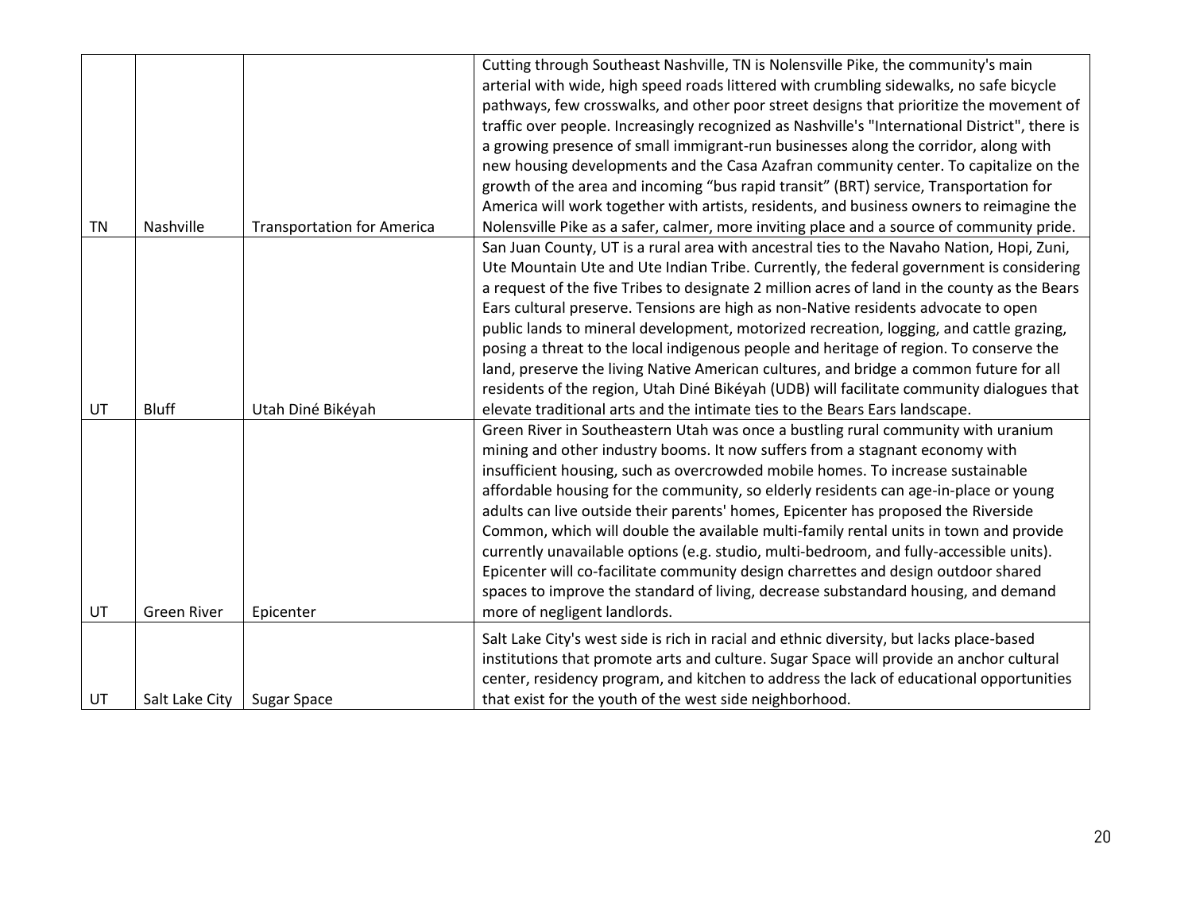| | | | |
|---|---|---|---|
| TN | Nashville | Transportation for America | Cutting through Southeast Nashville, TN is Nolensville Pike, the community's main arterial with wide, high speed roads littered with crumbling sidewalks, no safe bicycle pathways, few crosswalks, and other poor street designs that prioritize the movement of traffic over people. Increasingly recognized as Nashville's "International District", there is a growing presence of small immigrant-run businesses along the corridor, along with new housing developments and the Casa Azafran community center. To capitalize on the growth of the area and incoming "bus rapid transit" (BRT) service, Transportation for America will work together with artists, residents, and business owners to reimagine the Nolensville Pike as a safer, calmer, more inviting place and a source of community pride. |
| UT | Bluff | Utah Diné Bikéyah | San Juan County, UT is a rural area with ancestral ties to the Navaho Nation, Hopi, Zuni, Ute Mountain Ute and Ute Indian Tribe. Currently, the federal government is considering a request of the five Tribes to designate 2 million acres of land in the county as the Bears Ears cultural preserve. Tensions are high as non-Native residents advocate to open public lands to mineral development, motorized recreation, logging, and cattle grazing, posing a threat to the local indigenous people and heritage of region. To conserve the land, preserve the living Native American cultures, and bridge a common future for all residents of the region, Utah Diné Bikéyah (UDB) will facilitate community dialogues that elevate traditional arts and the intimate ties to the Bears Ears landscape. |
| UT | Green River | Epicenter | Green River in Southeastern Utah was once a bustling rural community with uranium mining and other industry booms. It now suffers from a stagnant economy with insufficient housing, such as overcrowded mobile homes. To increase sustainable affordable housing for the community, so elderly residents can age-in-place or young adults can live outside their parents' homes, Epicenter has proposed the Riverside Common, which will double the available multi-family rental units in town and provide currently unavailable options (e.g. studio, multi-bedroom, and fully-accessible units). Epicenter will co-facilitate community design charrettes and design outdoor shared spaces to improve the standard of living, decrease substandard housing, and demand more of negligent landlords. |
| UT | Salt Lake City | Sugar Space | Salt Lake City's west side is rich in racial and ethnic diversity, but lacks place-based institutions that promote arts and culture. Sugar Space will provide an anchor cultural center, residency program, and kitchen to address the lack of educational opportunities that exist for the youth of the west side neighborhood. |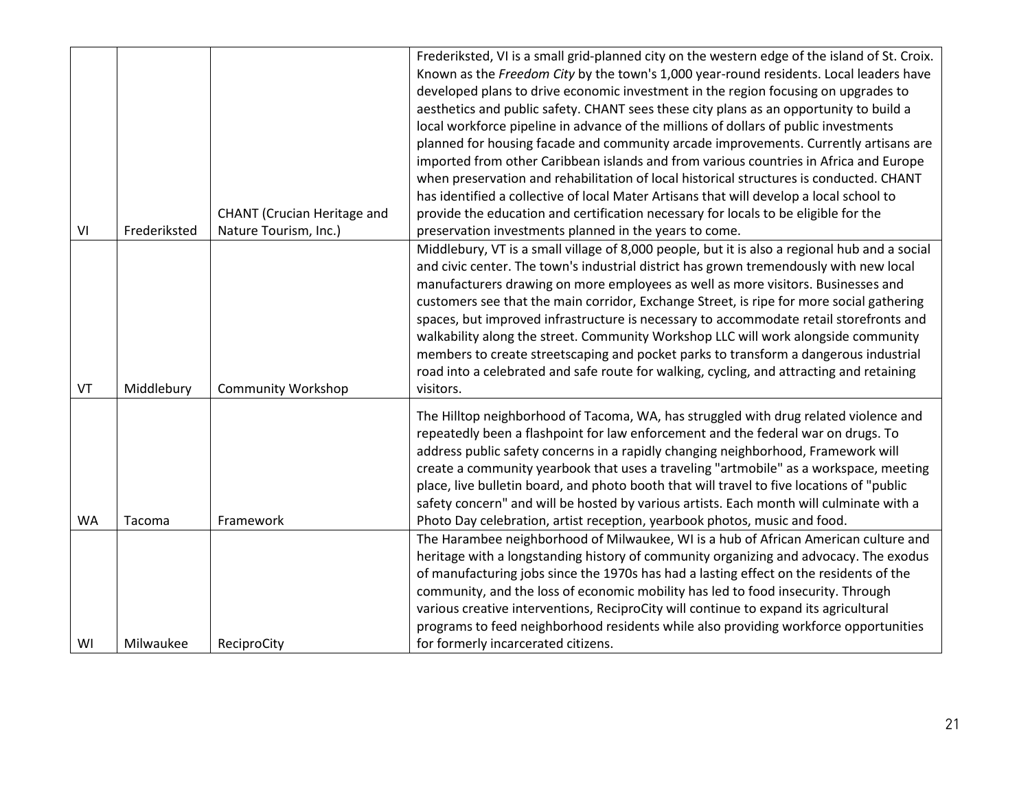| | | | |
|---|---|---|---|
| VI | Frederiksted | CHANT (Crucian Heritage and Nature Tourism, Inc.) | Frederiksted, VI is a small grid-planned city on the western edge of the island of St. Croix. Known as the *Freedom City* by the town's 1,000 year-round residents. Local leaders have developed plans to drive economic investment in the region focusing on upgrades to aesthetics and public safety. CHANT sees these city plans as an opportunity to build a local workforce pipeline in advance of the millions of dollars of public investments planned for housing facade and community arcade improvements. Currently artisans are imported from other Caribbean islands and from various countries in Africa and Europe when preservation and rehabilitation of local historical structures is conducted. CHANT has identified a collective of local Mater Artisans that will develop a local school to provide the education and certification necessary for locals to be eligible for the preservation investments planned in the years to come. |
| VT | Middlebury | Community Workshop | Middlebury, VT is a small village of 8,000 people, but it is also a regional hub and a social and civic center. The town's industrial district has grown tremendously with new local manufacturers drawing on more employees as well as more visitors. Businesses and customers see that the main corridor, Exchange Street, is ripe for more social gathering spaces, but improved infrastructure is necessary to accommodate retail storefronts and walkability along the street. Community Workshop LLC will work alongside community members to create streetscaping and pocket parks to transform a dangerous industrial road into a celebrated and safe route for walking, cycling, and attracting and retaining visitors. |
| WA | Tacoma | Framework | The Hilltop neighborhood of Tacoma, WA, has struggled with drug related violence and repeatedly been a flashpoint for law enforcement and the federal war on drugs. To address public safety concerns in a rapidly changing neighborhood, Framework will create a community yearbook that uses a traveling "artmobile" as a workspace, meeting place, live bulletin board, and photo booth that will travel to five locations of "public safety concern" and will be hosted by various artists. Each month will culminate with a Photo Day celebration, artist reception, yearbook photos, music and food. |
| WI | Milwaukee | ReciproCity | The Harambee neighborhood of Milwaukee, WI is a hub of African American culture and heritage with a longstanding history of community organizing and advocacy. The exodus of manufacturing jobs since the 1970s has had a lasting effect on the residents of the community, and the loss of economic mobility has led to food insecurity. Through various creative interventions, ReciproCity will continue to expand its agricultural programs to feed neighborhood residents while also providing workforce opportunities for formerly incarcerated citizens. |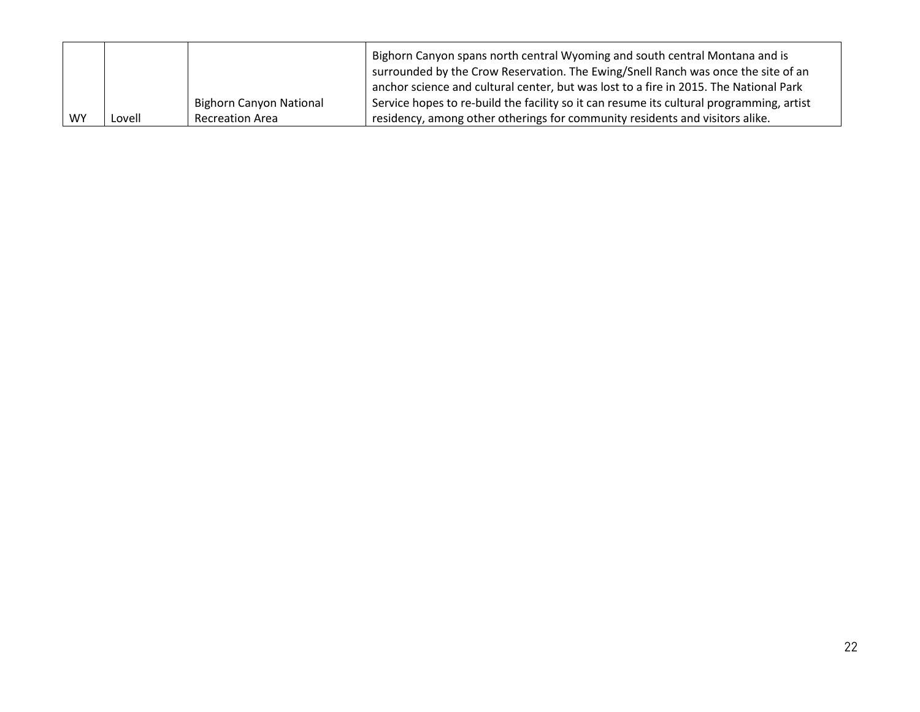| | | | |
|---|---|---|---|
| WY | Lovell | Bighorn Canyon National Recreation Area | Bighorn Canyon spans north central Wyoming and south central Montana and is surrounded by the Crow Reservation. The Ewing/Snell Ranch was once the site of an anchor science and cultural center, but was lost to a fire in 2015. The National Park Service hopes to re-build the facility so it can resume its cultural programming, artist residency, among other otherings for community residents and visitors alike. |